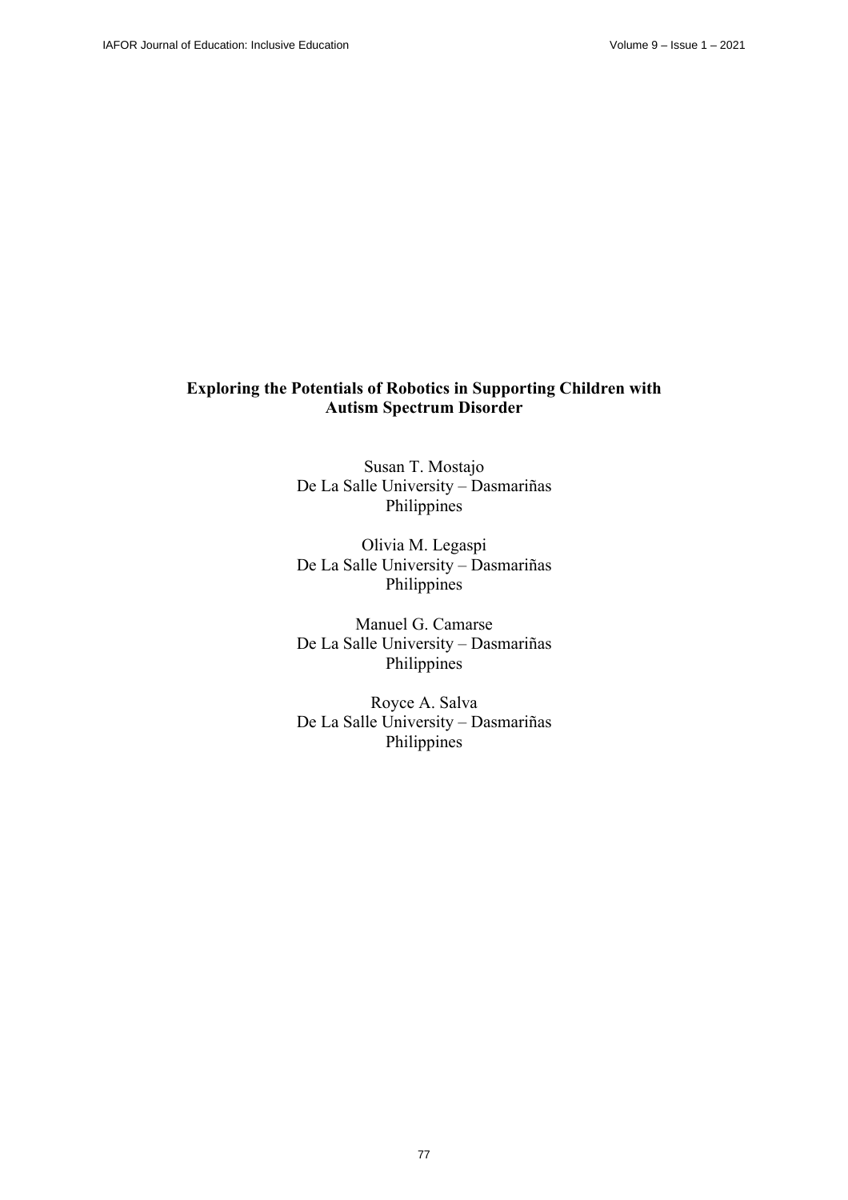# Exploring the Potentials of Robotics in Supporting Children with Autism Spectrum Disorder

Susan T. Mostajo
De La Salle University – Dasmariñas
Philippines

Olivia M. Legaspi
De La Salle University – Dasmariñas
Philippines

Manuel G. Camarse
De La Salle University – Dasmariñas
Philippines

Royce A. Salva
De La Salle University – Dasmariñas
Philippines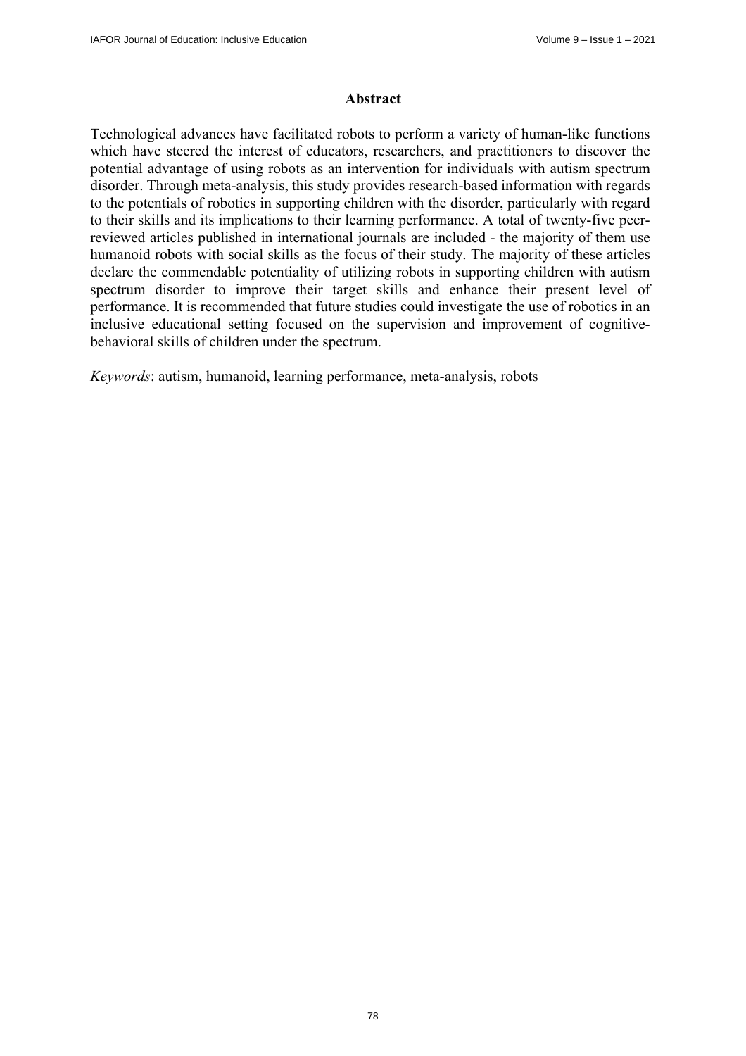## Abstract

Technological advances have facilitated robots to perform a variety of human-like functions which have steered the interest of educators, researchers, and practitioners to discover the potential advantage of using robots as an intervention for individuals with autism spectrum disorder. Through meta-analysis, this study provides research-based information with regards to the potentials of robotics in supporting children with the disorder, particularly with regard to their skills and its implications to their learning performance. A total of twenty-five peer-reviewed articles published in international journals are included - the majority of them use humanoid robots with social skills as the focus of their study. The majority of these articles declare the commendable potentiality of utilizing robots in supporting children with autism spectrum disorder to improve their target skills and enhance their present level of performance. It is recommended that future studies could investigate the use of robotics in an inclusive educational setting focused on the supervision and improvement of cognitive-behavioral skills of children under the spectrum.

*Keywords*: autism, humanoid, learning performance, meta-analysis, robots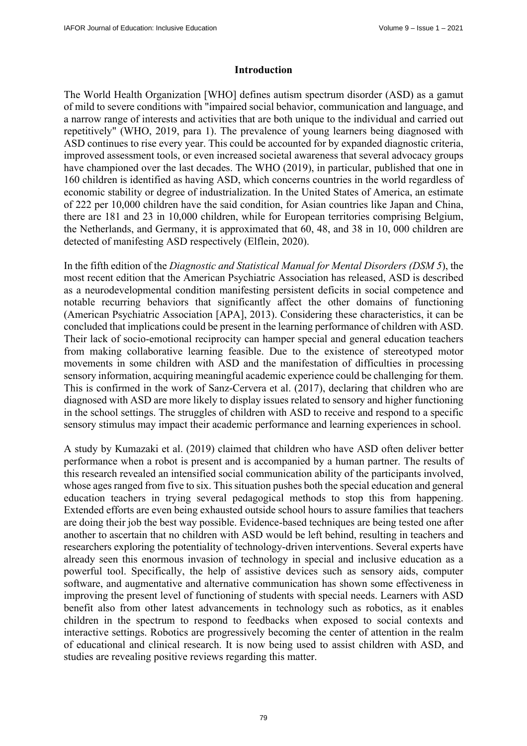## Introduction

The World Health Organization [WHO] defines autism spectrum disorder (ASD) as a gamut of mild to severe conditions with "impaired social behavior, communication and language, and a narrow range of interests and activities that are both unique to the individual and carried out repetitively" (WHO, 2019, para 1). The prevalence of young learners being diagnosed with ASD continues to rise every year. This could be accounted for by expanded diagnostic criteria, improved assessment tools, or even increased societal awareness that several advocacy groups have championed over the last decades. The WHO (2019), in particular, published that one in 160 children is identified as having ASD, which concerns countries in the world regardless of economic stability or degree of industrialization. In the United States of America, an estimate of 222 per 10,000 children have the said condition, for Asian countries like Japan and China, there are 181 and 23 in 10,000 children, while for European territories comprising Belgium, the Netherlands, and Germany, it is approximated that 60, 48, and 38 in 10, 000 children are detected of manifesting ASD respectively (Elflein, 2020).

In the fifth edition of the *Diagnostic and Statistical Manual for Mental Disorders (DSM 5*), the most recent edition that the American Psychiatric Association has released, ASD is described as a neurodevelopmental condition manifesting persistent deficits in social competence and notable recurring behaviors that significantly affect the other domains of functioning (American Psychiatric Association [APA], 2013). Considering these characteristics, it can be concluded that implications could be present in the learning performance of children with ASD. Their lack of socio-emotional reciprocity can hamper special and general education teachers from making collaborative learning feasible. Due to the existence of stereotyped motor movements in some children with ASD and the manifestation of difficulties in processing sensory information, acquiring meaningful academic experience could be challenging for them. This is confirmed in the work of Sanz-Cervera et al. (2017), declaring that children who are diagnosed with ASD are more likely to display issues related to sensory and higher functioning in the school settings. The struggles of children with ASD to receive and respond to a specific sensory stimulus may impact their academic performance and learning experiences in school.

A study by Kumazaki et al. (2019) claimed that children who have ASD often deliver better performance when a robot is present and is accompanied by a human partner. The results of this research revealed an intensified social communication ability of the participants involved, whose ages ranged from five to six. This situation pushes both the special education and general education teachers in trying several pedagogical methods to stop this from happening. Extended efforts are even being exhausted outside school hours to assure families that teachers are doing their job the best way possible. Evidence-based techniques are being tested one after another to ascertain that no children with ASD would be left behind, resulting in teachers and researchers exploring the potentiality of technology-driven interventions. Several experts have already seen this enormous invasion of technology in special and inclusive education as a powerful tool. Specifically, the help of assistive devices such as sensory aids, computer software, and augmentative and alternative communication has shown some effectiveness in improving the present level of functioning of students with special needs. Learners with ASD benefit also from other latest advancements in technology such as robotics, as it enables children in the spectrum to respond to feedbacks when exposed to social contexts and interactive settings. Robotics are progressively becoming the center of attention in the realm of educational and clinical research. It is now being used to assist children with ASD, and studies are revealing positive reviews regarding this matter.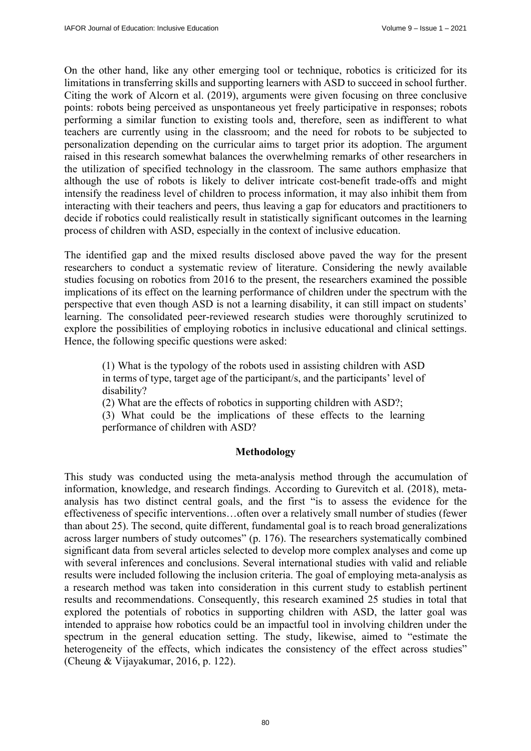On the other hand, like any other emerging tool or technique, robotics is criticized for its limitations in transferring skills and supporting learners with ASD to succeed in school further. Citing the work of Alcorn et al. (2019), arguments were given focusing on three conclusive points: robots being perceived as unspontaneous yet freely participative in responses; robots performing a similar function to existing tools and, therefore, seen as indifferent to what teachers are currently using in the classroom; and the need for robots to be subjected to personalization depending on the curricular aims to target prior its adoption. The argument raised in this research somewhat balances the overwhelming remarks of other researchers in the utilization of specified technology in the classroom. The same authors emphasize that although the use of robots is likely to deliver intricate cost-benefit trade-offs and might intensify the readiness level of children to process information, it may also inhibit them from interacting with their teachers and peers, thus leaving a gap for educators and practitioners to decide if robotics could realistically result in statistically significant outcomes in the learning process of children with ASD, especially in the context of inclusive education.

The identified gap and the mixed results disclosed above paved the way for the present researchers to conduct a systematic review of literature. Considering the newly available studies focusing on robotics from 2016 to the present, the researchers examined the possible implications of its effect on the learning performance of children under the spectrum with the perspective that even though ASD is not a learning disability, it can still impact on students' learning. The consolidated peer-reviewed research studies were thoroughly scrutinized to explore the possibilities of employing robotics in inclusive educational and clinical settings. Hence, the following specific questions were asked:

> (1) What is the typology of the robots used in assisting children with ASD in terms of type, target age of the participant/s, and the participants' level of disability?
> (2) What are the effects of robotics in supporting children with ASD?;
> (3) What could be the implications of these effects to the learning performance of children with ASD?

## Methodology

This study was conducted using the meta-analysis method through the accumulation of information, knowledge, and research findings. According to Gurevitch et al. (2018), meta-analysis has two distinct central goals, and the first "is to assess the evidence for the effectiveness of specific interventions…often over a relatively small number of studies (fewer than about 25). The second, quite different, fundamental goal is to reach broad generalizations across larger numbers of study outcomes" (p. 176). The researchers systematically combined significant data from several articles selected to develop more complex analyses and come up with several inferences and conclusions. Several international studies with valid and reliable results were included following the inclusion criteria. The goal of employing meta-analysis as a research method was taken into consideration in this current study to establish pertinent results and recommendations. Consequently, this research examined 25 studies in total that explored the potentials of robotics in supporting children with ASD, the latter goal was intended to appraise how robotics could be an impactful tool in involving children under the spectrum in the general education setting. The study, likewise, aimed to "estimate the heterogeneity of the effects, which indicates the consistency of the effect across studies" (Cheung & Vijayakumar, 2016, p. 122).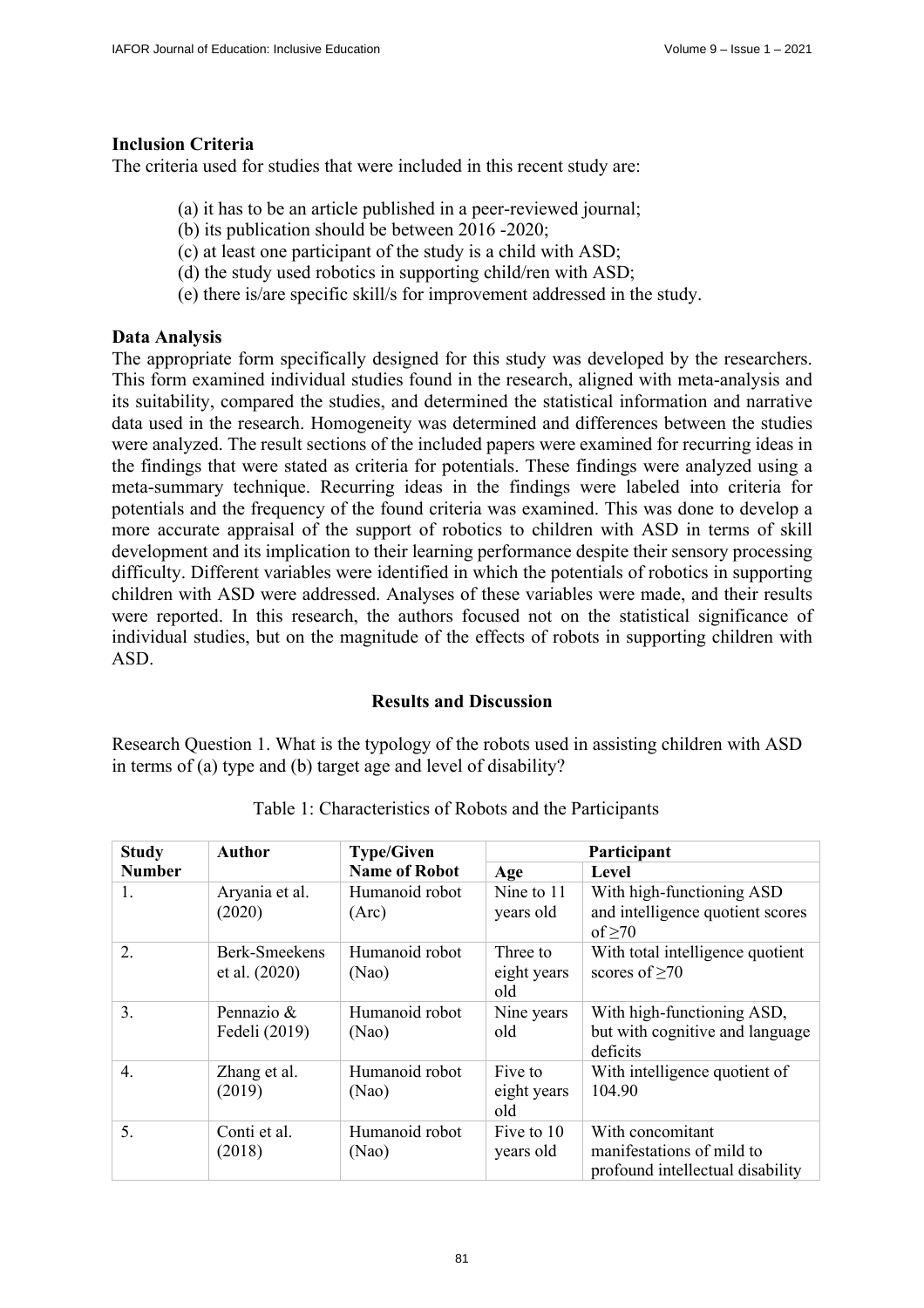## Inclusion Criteria

The criteria used for studies that were included in this recent study are:

(a) it has to be an article published in a peer-reviewed journal;
(b) its publication should be between 2016 -2020;
(c) at least one participant of the study is a child with ASD;
(d) the study used robotics in supporting child/ren with ASD;
(e) there is/are specific skill/s for improvement addressed in the study.

## Data Analysis

The appropriate form specifically designed for this study was developed by the researchers. This form examined individual studies found in the research, aligned with meta-analysis and its suitability, compared the studies, and determined the statistical information and narrative data used in the research. Homogeneity was determined and differences between the studies were analyzed. The result sections of the included papers were examined for recurring ideas in the findings that were stated as criteria for potentials. These findings were analyzed using a meta-summary technique. Recurring ideas in the findings were labeled into criteria for potentials and the frequency of the found criteria was examined. This was done to develop a more accurate appraisal of the support of robotics to children with ASD in terms of skill development and its implication to their learning performance despite their sensory processing difficulty. Different variables were identified in which the potentials of robotics in supporting children with ASD were addressed. Analyses of these variables were made, and their results were reported. In this research, the authors focused not on the statistical significance of individual studies, but on the magnitude of the effects of robots in supporting children with ASD.

## Results and Discussion

Research Question 1. What is the typology of the robots used in assisting children with ASD in terms of (a) type and (b) target age and level of disability?

Table 1: Characteristics of Robots and the Participants

| Study Number | Author | Type/Given Name of Robot | Participant | |
|---|---|---|---|---|
| | | | Age | Level |
| 1. | Aryania et al. (2020) | Humanoid robot (Arc) | Nine to 11 years old | With high-functioning ASD and intelligence quotient scores of ≥70 |
| 2. | Berk-Smeekens et al. (2020) | Humanoid robot (Nao) | Three to eight years old | With total intelligence quotient scores of ≥70 |
| 3. | Pennazio & Fedeli (2019) | Humanoid robot (Nao) | Nine years old | With high-functioning ASD, but with cognitive and language deficits |
| 4. | Zhang et al. (2019) | Humanoid robot (Nao) | Five to eight years old | With intelligence quotient of 104.90 |
| 5. | Conti et al. (2018) | Humanoid robot (Nao) | Five to 10 years old | With concomitant manifestations of mild to profound intellectual disability |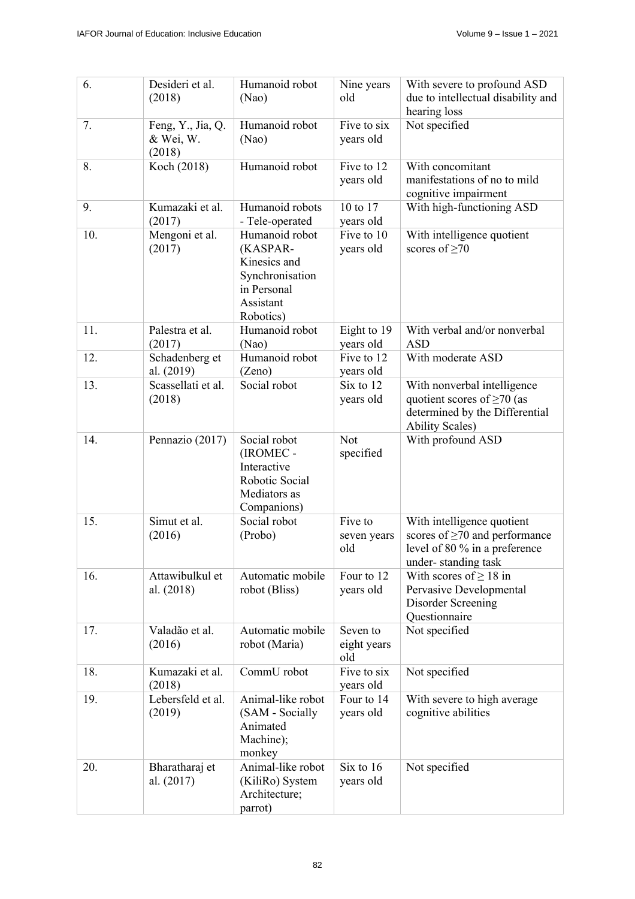| 6. | Desideri et al. (2018) | Humanoid robot (Nao) | Nine years old | With severe to profound ASD due to intellectual disability and hearing loss |
|---|---|---|---|---|
| 7. | Feng, Y., Jia, Q. & Wei, W. (2018) | Humanoid robot (Nao) | Five to six years old | Not specified |
| 8. | Koch (2018) | Humanoid robot | Five to 12 years old | With concomitant manifestations of no to mild cognitive impairment |
| 9. | Kumazaki et al. (2017) | Humanoid robots - Tele-operated | 10 to 17 years old | With high-functioning ASD |
| 10. | Mengoni et al. (2017) | Humanoid robot (KASPAR- Kinesics and Synchronisation in Personal Assistant Robotics) | Five to 10 years old | With intelligence quotient scores of ≥70 |
| 11. | Palestra et al. (2017) | Humanoid robot (Nao) | Eight to 19 years old | With verbal and/or nonverbal ASD |
| 12. | Schadenberg et al. (2019) | Humanoid robot (Zeno) | Five to 12 years old | With moderate ASD |
| 13. | Scassellati et al. (2018) | Social robot | Six to 12 years old | With nonverbal intelligence quotient scores of ≥70 (as determined by the Differential Ability Scales) |
| 14. | Pennazio (2017) | Social robot (IROMEC - Interactive Robotic Social Mediators as Companions) | Not specified | With profound ASD |
| 15. | Simut et al. (2016) | Social robot (Probo) | Five to seven years old | With intelligence quotient scores of ≥70 and performance level of 80 % in a preference under- standing task |
| 16. | Attawibulkul et al. (2018) | Automatic mobile robot (Bliss) | Four to 12 years old | With scores of ≥ 18 in Pervasive Developmental Disorder Screening Questionnaire |
| 17. | Valadão et al. (2016) | Automatic mobile robot (Maria) | Seven to eight years old | Not specified |
| 18. | Kumazaki et al. (2018) | CommU robot | Five to six years old | Not specified |
| 19. | Lebersfeld et al. (2019) | Animal-like robot (SAM - Socially Animated Machine); monkey | Four to 14 years old | With severe to high average cognitive abilities |
| 20. | Bharatharaj et al. (2017) | Animal-like robot (KiliRo) System Architecture; parrot) | Six to 16 years old | Not specified |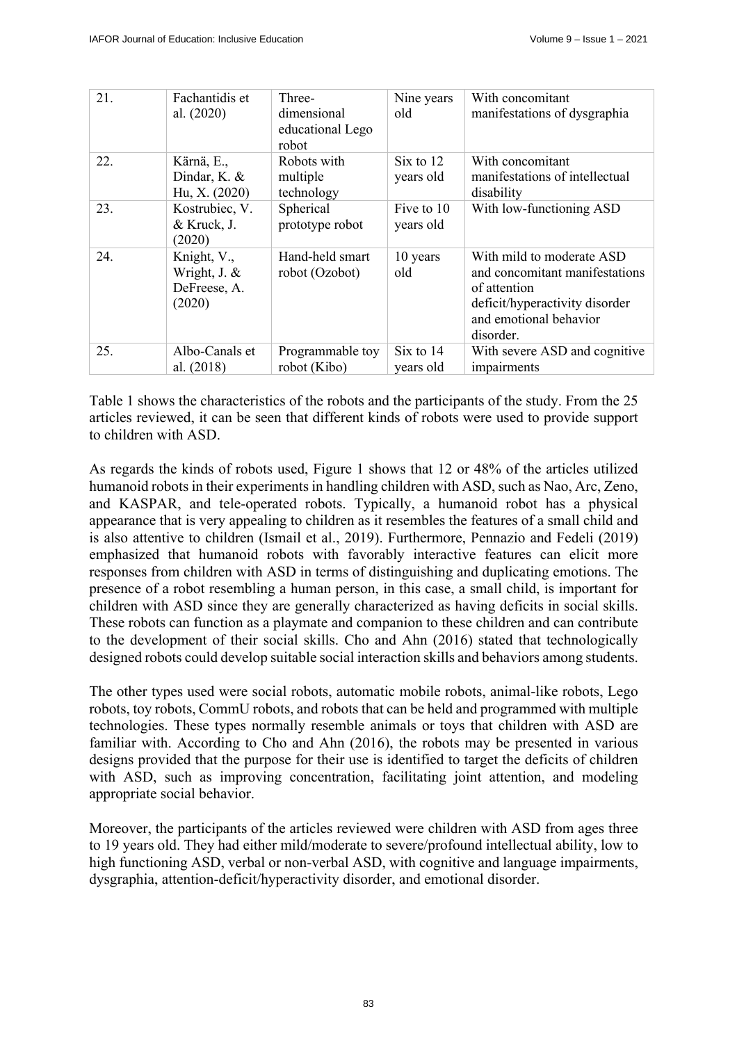| 21. | Fachantidis et al. (2020) | Three-dimensional educational Lego robot | Nine years old | With concomitant manifestations of dysgraphia |
|---|---|---|---|---|
| 22. | Kärnä, E., Dindar, K. & Hu, X. (2020) | Robots with multiple technology | Six to 12 years old | With concomitant manifestations of intellectual disability |
| 23. | Kostrubiec, V. & Kruck, J. (2020) | Spherical prototype robot | Five to 10 years old | With low-functioning ASD |
| 24. | Knight, V., Wright, J. & DeFreese, A. (2020) | Hand-held smart robot (Ozobot) | 10 years old | With mild to moderate ASD and concomitant manifestations of attention deficit/hyperactivity disorder and emotional behavior disorder. |
| 25. | Albo-Canals et al. (2018) | Programmable toy robot (Kibo) | Six to 14 years old | With severe ASD and cognitive impairments |

Table 1 shows the characteristics of the robots and the participants of the study. From the 25 articles reviewed, it can be seen that different kinds of robots were used to provide support to children with ASD.

As regards the kinds of robots used, Figure 1 shows that 12 or 48% of the articles utilized humanoid robots in their experiments in handling children with ASD, such as Nao, Arc, Zeno, and KASPAR, and tele-operated robots. Typically, a humanoid robot has a physical appearance that is very appealing to children as it resembles the features of a small child and is also attentive to children (Ismail et al., 2019). Furthermore, Pennazio and Fedeli (2019) emphasized that humanoid robots with favorably interactive features can elicit more responses from children with ASD in terms of distinguishing and duplicating emotions. The presence of a robot resembling a human person, in this case, a small child, is important for children with ASD since they are generally characterized as having deficits in social skills. These robots can function as a playmate and companion to these children and can contribute to the development of their social skills. Cho and Ahn (2016) stated that technologically designed robots could develop suitable social interaction skills and behaviors among students.

The other types used were social robots, automatic mobile robots, animal-like robots, Lego robots, toy robots, CommU robots, and robots that can be held and programmed with multiple technologies. These types normally resemble animals or toys that children with ASD are familiar with. According to Cho and Ahn (2016), the robots may be presented in various designs provided that the purpose for their use is identified to target the deficits of children with ASD, such as improving concentration, facilitating joint attention, and modeling appropriate social behavior.

Moreover, the participants of the articles reviewed were children with ASD from ages three to 19 years old. They had either mild/moderate to severe/profound intellectual ability, low to high functioning ASD, verbal or non-verbal ASD, with cognitive and language impairments, dysgraphia, attention-deficit/hyperactivity disorder, and emotional disorder.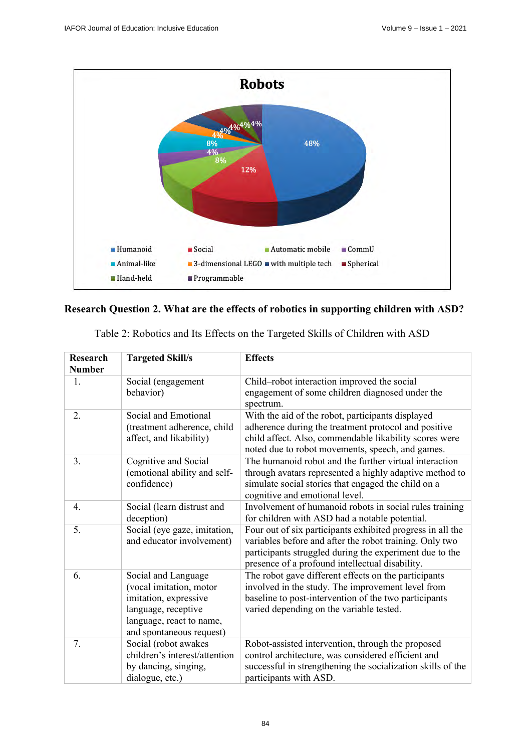**Robots**

- Humanoid: 48%
- Social: 12%
- Automatic mobile: 8%
- CommU: 4%
- Animal-like: 8%
- 3-dimensional LEGO: 4%
- with multiple tech: 4%
- Spherical: 4%
- Hand-held: 4%
- Programmable: 4%

**Research Question 2. What are the effects of robotics in supporting children with ASD?**

Table 2: Robotics and Its Effects on the Targeted Skills of Children with ASD

| Research Number | Targeted Skill/s | Effects |
|---|---|---|
| 1. | Social (engagement behavior) | Child–robot interaction improved the social engagement of some children diagnosed under the spectrum. |
| 2. | Social and Emotional (treatment adherence, child affect, and likability) | With the aid of the robot, participants displayed adherence during the treatment protocol and positive child affect. Also, commendable likability scores were noted due to robot movements, speech, and games. |
| 3. | Cognitive and Social (emotional ability and self-confidence) | The humanoid robot and the further virtual interaction through avatars represented a highly adaptive method to simulate social stories that engaged the child on a cognitive and emotional level. |
| 4. | Social (learn distrust and deception) | Involvement of humanoid robots in social rules training for children with ASD had a notable potential. |
| 5. | Social (eye gaze, imitation, and educator involvement) | Four out of six participants exhibited progress in all the variables before and after the robot training. Only two participants struggled during the experiment due to the presence of a profound intellectual disability. |
| 6. | Social and Language (vocal imitation, motor imitation, expressive language, receptive language, react to name, and spontaneous request) | The robot gave different effects on the participants involved in the study. The improvement level from baseline to post-intervention of the two participants varied depending on the variable tested. |
| 7. | Social (robot awakes children's interest/attention by dancing, singing, dialogue, etc.) | Robot-assisted intervention, through the proposed control architecture, was considered efficient and successful in strengthening the socialization skills of the participants with ASD. |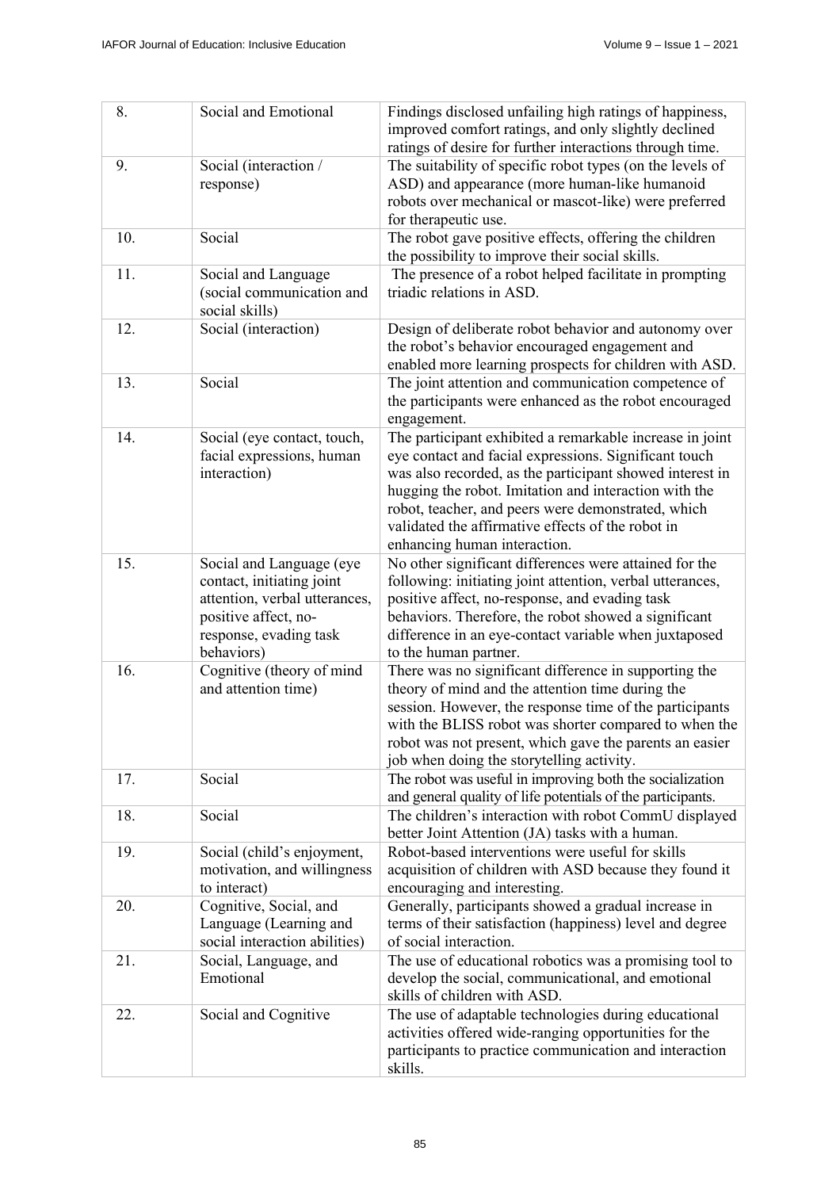| | | |
|---|---|---|
| 8. | Social and Emotional | Findings disclosed unfailing high ratings of happiness, improved comfort ratings, and only slightly declined ratings of desire for further interactions through time. |
| 9. | Social (interaction / response) | The suitability of specific robot types (on the levels of ASD) and appearance (more human-like humanoid robots over mechanical or mascot-like) were preferred for therapeutic use. |
| 10. | Social | The robot gave positive effects, offering the children the possibility to improve their social skills. |
| 11. | Social and Language (social communication and social skills) | The presence of a robot helped facilitate in prompting triadic relations in ASD. |
| 12. | Social (interaction) | Design of deliberate robot behavior and autonomy over the robot's behavior encouraged engagement and enabled more learning prospects for children with ASD. |
| 13. | Social | The joint attention and communication competence of the participants were enhanced as the robot encouraged engagement. |
| 14. | Social (eye contact, touch, facial expressions, human interaction) | The participant exhibited a remarkable increase in joint eye contact and facial expressions. Significant touch was also recorded, as the participant showed interest in hugging the robot. Imitation and interaction with the robot, teacher, and peers were demonstrated, which validated the affirmative effects of the robot in enhancing human interaction. |
| 15. | Social and Language (eye contact, initiating joint attention, verbal utterances, positive affect, no-response, evading task behaviors) | No other significant differences were attained for the following: initiating joint attention, verbal utterances, positive affect, no-response, and evading task behaviors. Therefore, the robot showed a significant difference in an eye-contact variable when juxtaposed to the human partner. |
| 16. | Cognitive (theory of mind and attention time) | There was no significant difference in supporting the theory of mind and the attention time during the session. However, the response time of the participants with the BLISS robot was shorter compared to when the robot was not present, which gave the parents an easier job when doing the storytelling activity. |
| 17. | Social | The robot was useful in improving both the socialization and general quality of life potentials of the participants. |
| 18. | Social | The children's interaction with robot CommU displayed better Joint Attention (JA) tasks with a human. |
| 19. | Social (child's enjoyment, motivation, and willingness to interact) | Robot-based interventions were useful for skills acquisition of children with ASD because they found it encouraging and interesting. |
| 20. | Cognitive, Social, and Language (Learning and social interaction abilities) | Generally, participants showed a gradual increase in terms of their satisfaction (happiness) level and degree of social interaction. |
| 21. | Social, Language, and Emotional | The use of educational robotics was a promising tool to develop the social, communicational, and emotional skills of children with ASD. |
| 22. | Social and Cognitive | The use of adaptable technologies during educational activities offered wide-ranging opportunities for the participants to practice communication and interaction skills. |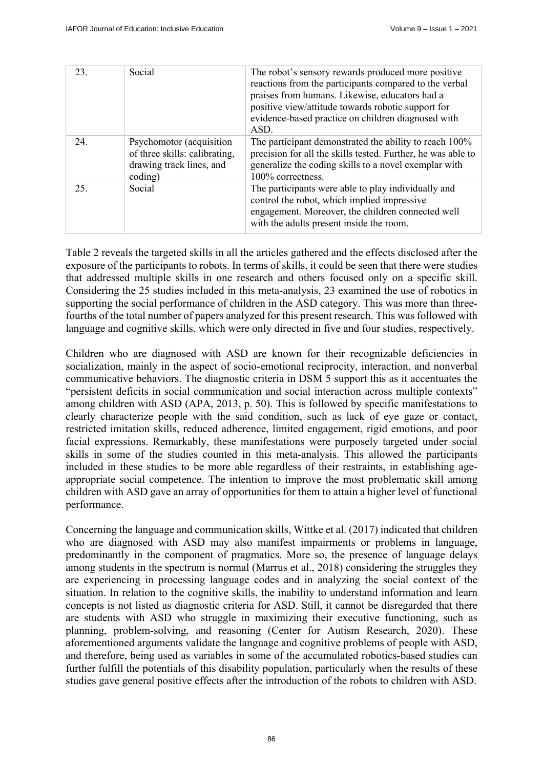| 23. | Social | The robot's sensory rewards produced more positive reactions from the participants compared to the verbal praises from humans. Likewise, educators had a positive view/attitude towards robotic support for evidence-based practice on children diagnosed with ASD. |
|---|---|---|
| 24. | Psychomotor (acquisition of three skills: calibrating, drawing track lines, and coding) | The participant demonstrated the ability to reach 100% precision for all the skills tested. Further, he was able to generalize the coding skills to a novel exemplar with 100% correctness. |
| 25. | Social | The participants were able to play individually and control the robot, which implied impressive engagement. Moreover, the children connected well with the adults present inside the room. |

Table 2 reveals the targeted skills in all the articles gathered and the effects disclosed after the exposure of the participants to robots. In terms of skills, it could be seen that there were studies that addressed multiple skills in one research and others focused only on a specific skill. Considering the 25 studies included in this meta-analysis, 23 examined the use of robotics in supporting the social performance of children in the ASD category. This was more than three-fourths of the total number of papers analyzed for this present research. This was followed with language and cognitive skills, which were only directed in five and four studies, respectively.

Children who are diagnosed with ASD are known for their recognizable deficiencies in socialization, mainly in the aspect of socio-emotional reciprocity, interaction, and nonverbal communicative behaviors. The diagnostic criteria in DSM 5 support this as it accentuates the "persistent deficits in social communication and social interaction across multiple contexts" among children with ASD (APA, 2013, p. 50). This is followed by specific manifestations to clearly characterize people with the said condition, such as lack of eye gaze or contact, restricted imitation skills, reduced adherence, limited engagement, rigid emotions, and poor facial expressions. Remarkably, these manifestations were purposely targeted under social skills in some of the studies counted in this meta-analysis. This allowed the participants included in these studies to be more able regardless of their restraints, in establishing age-appropriate social competence. The intention to improve the most problematic skill among children with ASD gave an array of opportunities for them to attain a higher level of functional performance.

Concerning the language and communication skills, Wittke et al. (2017) indicated that children who are diagnosed with ASD may also manifest impairments or problems in language, predominantly in the component of pragmatics. More so, the presence of language delays among students in the spectrum is normal (Marrus et al., 2018) considering the struggles they are experiencing in processing language codes and in analyzing the social context of the situation. In relation to the cognitive skills, the inability to understand information and learn concepts is not listed as diagnostic criteria for ASD. Still, it cannot be disregarded that there are students with ASD who struggle in maximizing their executive functioning, such as planning, problem-solving, and reasoning (Center for Autism Research, 2020). These aforementioned arguments validate the language and cognitive problems of people with ASD, and therefore, being used as variables in some of the accumulated robotics-based studies can further fulfill the potentials of this disability population, particularly when the results of these studies gave general positive effects after the introduction of the robots to children with ASD.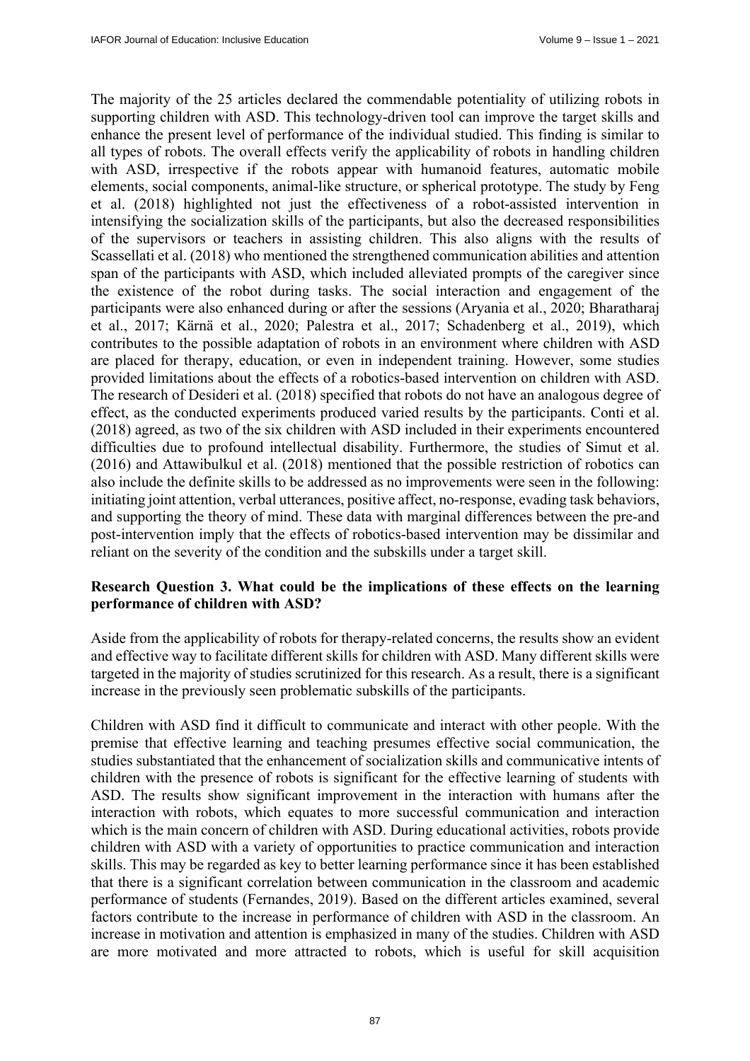The majority of the 25 articles declared the commendable potentiality of utilizing robots in supporting children with ASD. This technology-driven tool can improve the target skills and enhance the present level of performance of the individual studied. This finding is similar to all types of robots. The overall effects verify the applicability of robots in handling children with ASD, irrespective if the robots appear with humanoid features, automatic mobile elements, social components, animal-like structure, or spherical prototype. The study by Feng et al. (2018) highlighted not just the effectiveness of a robot-assisted intervention in intensifying the socialization skills of the participants, but also the decreased responsibilities of the supervisors or teachers in assisting children. This also aligns with the results of Scassellati et al. (2018) who mentioned the strengthened communication abilities and attention span of the participants with ASD, which included alleviated prompts of the caregiver since the existence of the robot during tasks. The social interaction and engagement of the participants were also enhanced during or after the sessions (Aryania et al., 2020; Bharatharaj et al., 2017; Kärnä et al., 2020; Palestra et al., 2017; Schadenberg et al., 2019), which contributes to the possible adaptation of robots in an environment where children with ASD are placed for therapy, education, or even in independent training. However, some studies provided limitations about the effects of a robotics-based intervention on children with ASD. The research of Desideri et al. (2018) specified that robots do not have an analogous degree of effect, as the conducted experiments produced varied results by the participants. Conti et al. (2018) agreed, as two of the six children with ASD included in their experiments encountered difficulties due to profound intellectual disability. Furthermore, the studies of Simut et al. (2016) and Attawibulkul et al. (2018) mentioned that the possible restriction of robotics can also include the definite skills to be addressed as no improvements were seen in the following: initiating joint attention, verbal utterances, positive affect, no-response, evading task behaviors, and supporting the theory of mind. These data with marginal differences between the pre-and post-intervention imply that the effects of robotics-based intervention may be dissimilar and reliant on the severity of the condition and the subskills under a target skill.

**Research Question 3. What could be the implications of these effects on the learning performance of children with ASD?**

Aside from the applicability of robots for therapy-related concerns, the results show an evident and effective way to facilitate different skills for children with ASD. Many different skills were targeted in the majority of studies scrutinized for this research. As a result, there is a significant increase in the previously seen problematic subskills of the participants.

Children with ASD find it difficult to communicate and interact with other people. With the premise that effective learning and teaching presumes effective social communication, the studies substantiated that the enhancement of socialization skills and communicative intents of children with the presence of robots is significant for the effective learning of students with ASD. The results show significant improvement in the interaction with humans after the interaction with robots, which equates to more successful communication and interaction which is the main concern of children with ASD. During educational activities, robots provide children with ASD with a variety of opportunities to practice communication and interaction skills. This may be regarded as key to better learning performance since it has been established that there is a significant correlation between communication in the classroom and academic performance of students (Fernandes, 2019). Based on the different articles examined, several factors contribute to the increase in performance of children with ASD in the classroom. An increase in motivation and attention is emphasized in many of the studies. Children with ASD are more motivated and more attracted to robots, which is useful for skill acquisition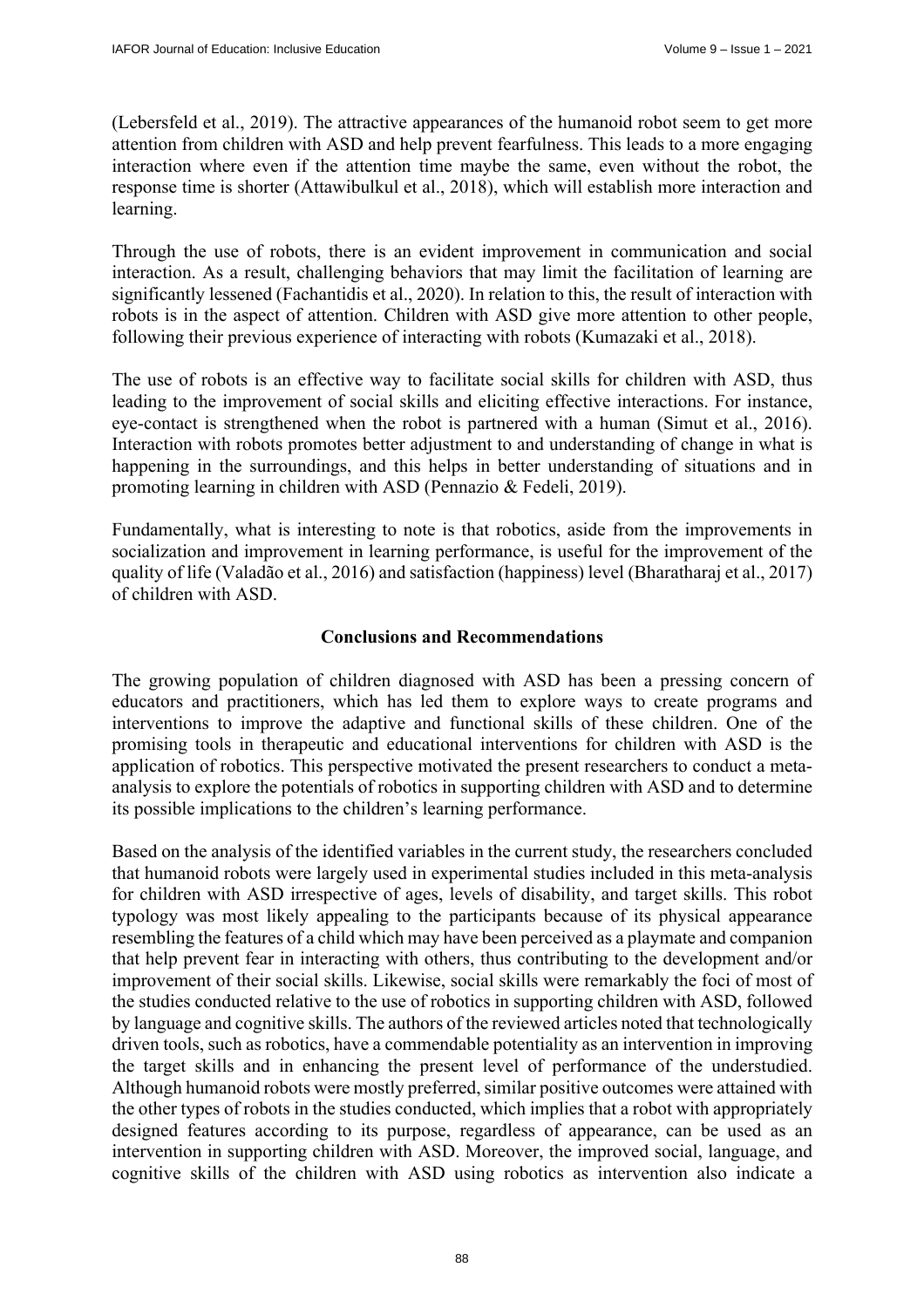(Lebersfeld et al., 2019). The attractive appearances of the humanoid robot seem to get more attention from children with ASD and help prevent fearfulness. This leads to a more engaging interaction where even if the attention time maybe the same, even without the robot, the response time is shorter (Attawibulkul et al., 2018), which will establish more interaction and learning.

Through the use of robots, there is an evident improvement in communication and social interaction. As a result, challenging behaviors that may limit the facilitation of learning are significantly lessened (Fachantidis et al., 2020). In relation to this, the result of interaction with robots is in the aspect of attention. Children with ASD give more attention to other people, following their previous experience of interacting with robots (Kumazaki et al., 2018).

The use of robots is an effective way to facilitate social skills for children with ASD, thus leading to the improvement of social skills and eliciting effective interactions. For instance, eye-contact is strengthened when the robot is partnered with a human (Simut et al., 2016). Interaction with robots promotes better adjustment to and understanding of change in what is happening in the surroundings, and this helps in better understanding of situations and in promoting learning in children with ASD (Pennazio & Fedeli, 2019).

Fundamentally, what is interesting to note is that robotics, aside from the improvements in socialization and improvement in learning performance, is useful for the improvement of the quality of life (Valadão et al., 2016) and satisfaction (happiness) level (Bharatharaj et al., 2017) of children with ASD.

## Conclusions and Recommendations

The growing population of children diagnosed with ASD has been a pressing concern of educators and practitioners, which has led them to explore ways to create programs and interventions to improve the adaptive and functional skills of these children. One of the promising tools in therapeutic and educational interventions for children with ASD is the application of robotics. This perspective motivated the present researchers to conduct a meta-analysis to explore the potentials of robotics in supporting children with ASD and to determine its possible implications to the children's learning performance.

Based on the analysis of the identified variables in the current study, the researchers concluded that humanoid robots were largely used in experimental studies included in this meta-analysis for children with ASD irrespective of ages, levels of disability, and target skills. This robot typology was most likely appealing to the participants because of its physical appearance resembling the features of a child which may have been perceived as a playmate and companion that help prevent fear in interacting with others, thus contributing to the development and/or improvement of their social skills. Likewise, social skills were remarkably the foci of most of the studies conducted relative to the use of robotics in supporting children with ASD, followed by language and cognitive skills. The authors of the reviewed articles noted that technologically driven tools, such as robotics, have a commendable potentiality as an intervention in improving the target skills and in enhancing the present level of performance of the understudied. Although humanoid robots were mostly preferred, similar positive outcomes were attained with the other types of robots in the studies conducted, which implies that a robot with appropriately designed features according to its purpose, regardless of appearance, can be used as an intervention in supporting children with ASD. Moreover, the improved social, language, and cognitive skills of the children with ASD using robotics as intervention also indicate a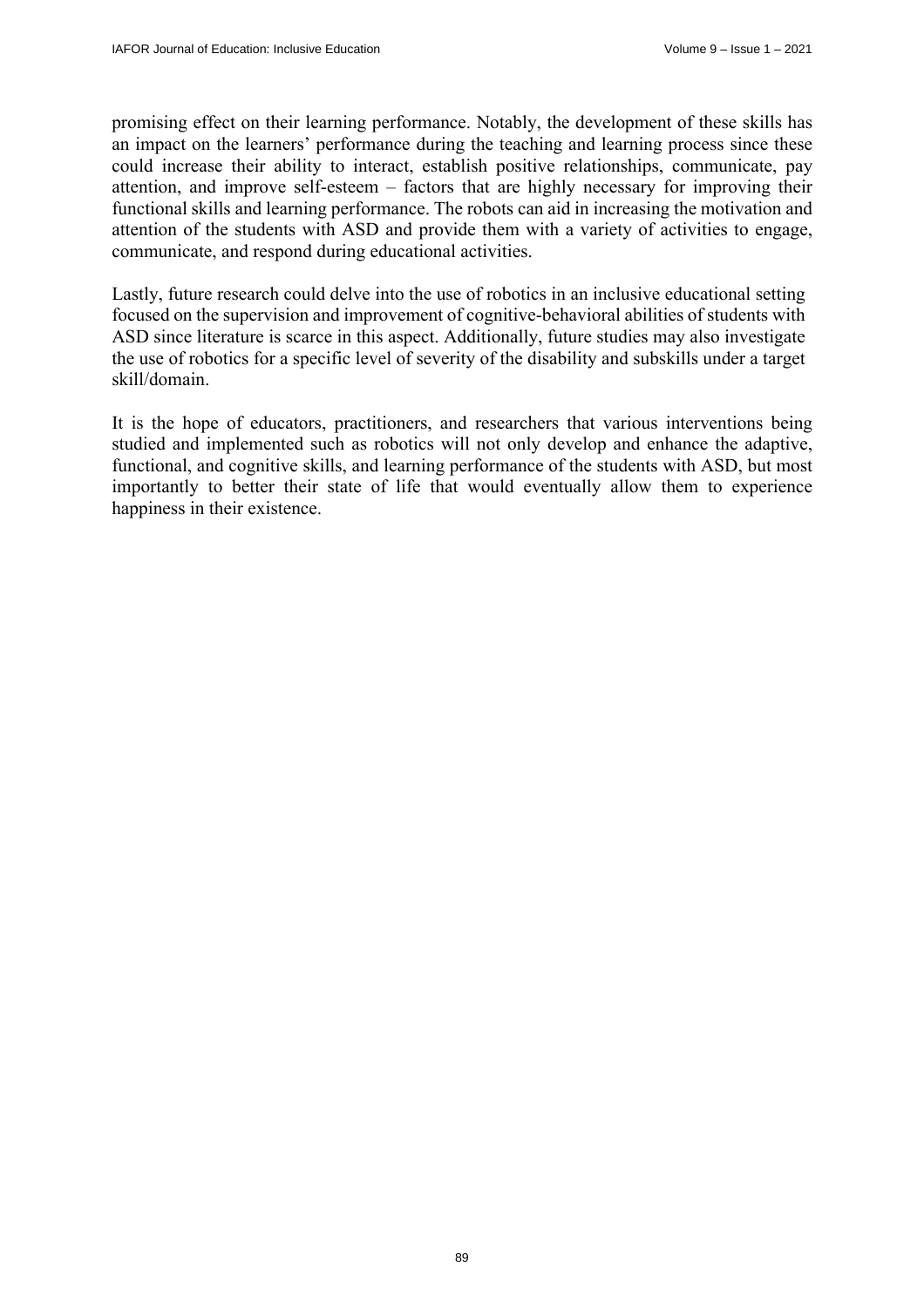promising effect on their learning performance. Notably, the development of these skills has an impact on the learners' performance during the teaching and learning process since these could increase their ability to interact, establish positive relationships, communicate, pay attention, and improve self-esteem – factors that are highly necessary for improving their functional skills and learning performance. The robots can aid in increasing the motivation and attention of the students with ASD and provide them with a variety of activities to engage, communicate, and respond during educational activities.

Lastly, future research could delve into the use of robotics in an inclusive educational setting focused on the supervision and improvement of cognitive-behavioral abilities of students with ASD since literature is scarce in this aspect. Additionally, future studies may also investigate the use of robotics for a specific level of severity of the disability and subskills under a target skill/domain.

It is the hope of educators, practitioners, and researchers that various interventions being studied and implemented such as robotics will not only develop and enhance the adaptive, functional, and cognitive skills, and learning performance of the students with ASD, but most importantly to better their state of life that would eventually allow them to experience happiness in their existence.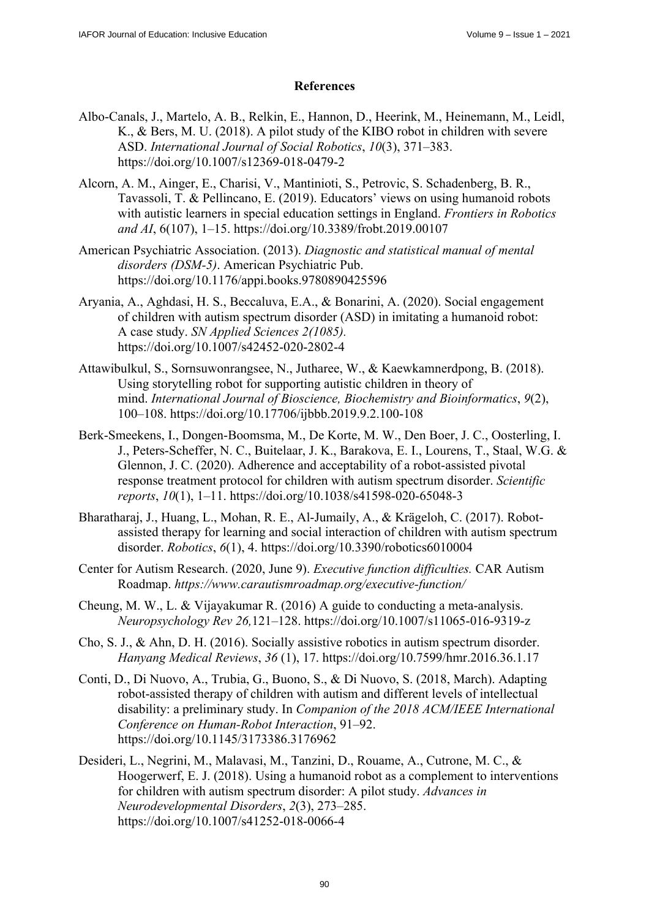## References

Albo-Canals, J., Martelo, A. B., Relkin, E., Hannon, D., Heerink, M., Heinemann, M., Leidl, K., & Bers, M. U. (2018). A pilot study of the KIBO robot in children with severe ASD. *International Journal of Social Robotics*, *10*(3), 371–383. https://doi.org/10.1007/s12369-018-0479-2

Alcorn, A. M., Ainger, E., Charisi, V., Mantinioti, S., Petrovic, S. Schadenberg, B. R., Tavassoli, T. & Pellincano, E. (2019). Educators' views on using humanoid robots with autistic learners in special education settings in England. *Frontiers in Robotics and AI*, 6(107), 1–15. https://doi.org/10.3389/frobt.2019.00107

American Psychiatric Association. (2013). *Diagnostic and statistical manual of mental disorders (DSM-5)*. American Psychiatric Pub. https://doi.org/10.1176/appi.books.9780890425596

Aryania, A., Aghdasi, H. S., Beccaluva, E.A., & Bonarini, A. (2020). Social engagement of children with autism spectrum disorder (ASD) in imitating a humanoid robot: A case study. *SN Applied Sciences 2(1085).* https://doi.org/10.1007/s42452-020-2802-4

Attawibulkul, S., Sornsuwonrangsee, N., Jutharee, W., & Kaewkamnerdpong, B. (2018). Using storytelling robot for supporting autistic children in theory of mind. *International Journal of Bioscience, Biochemistry and Bioinformatics*, *9*(2), 100–108. https://doi.org/10.17706/ijbbb.2019.9.2.100-108

Berk-Smeekens, I., Dongen-Boomsma, M., De Korte, M. W., Den Boer, J. C., Oosterling, I. J., Peters-Scheffer, N. C., Buitelaar, J. K., Barakova, E. I., Lourens, T., Staal, W.G. & Glennon, J. C. (2020). Adherence and acceptability of a robot-assisted pivotal response treatment protocol for children with autism spectrum disorder. *Scientific reports*, *10*(1), 1–11. https://doi.org/10.1038/s41598-020-65048-3

Bharatharaj, J., Huang, L., Mohan, R. E., Al-Jumaily, A., & Krägeloh, C. (2017). Robot-assisted therapy for learning and social interaction of children with autism spectrum disorder. *Robotics*, *6*(1), 4. https://doi.org/10.3390/robotics6010004

Center for Autism Research. (2020, June 9). *Executive function difficulties.* CAR Autism Roadmap. *https://www.carautismroadmap.org/executive-function/*

Cheung, M. W., L. & Vijayakumar R. (2016) A guide to conducting a meta-analysis. *Neuropsychology Rev 26,*121–128. https://doi.org/10.1007/s11065-016-9319-z

Cho, S. J., & Ahn, D. H. (2016). Socially assistive robotics in autism spectrum disorder. *Hanyang Medical Reviews*, *36* (1), 17. https://doi.org/10.7599/hmr.2016.36.1.17

Conti, D., Di Nuovo, A., Trubia, G., Buono, S., & Di Nuovo, S. (2018, March). Adapting robot-assisted therapy of children with autism and different levels of intellectual disability: a preliminary study. In *Companion of the 2018 ACM/IEEE International Conference on Human-Robot Interaction*, 91–92. https://doi.org/10.1145/3173386.3176962

Desideri, L., Negrini, M., Malavasi, M., Tanzini, D., Rouame, A., Cutrone, M. C., & Hoogerwerf, E. J. (2018). Using a humanoid robot as a complement to interventions for children with autism spectrum disorder: A pilot study. *Advances in Neurodevelopmental Disorders*, *2*(3), 273–285. https://doi.org/10.1007/s41252-018-0066-4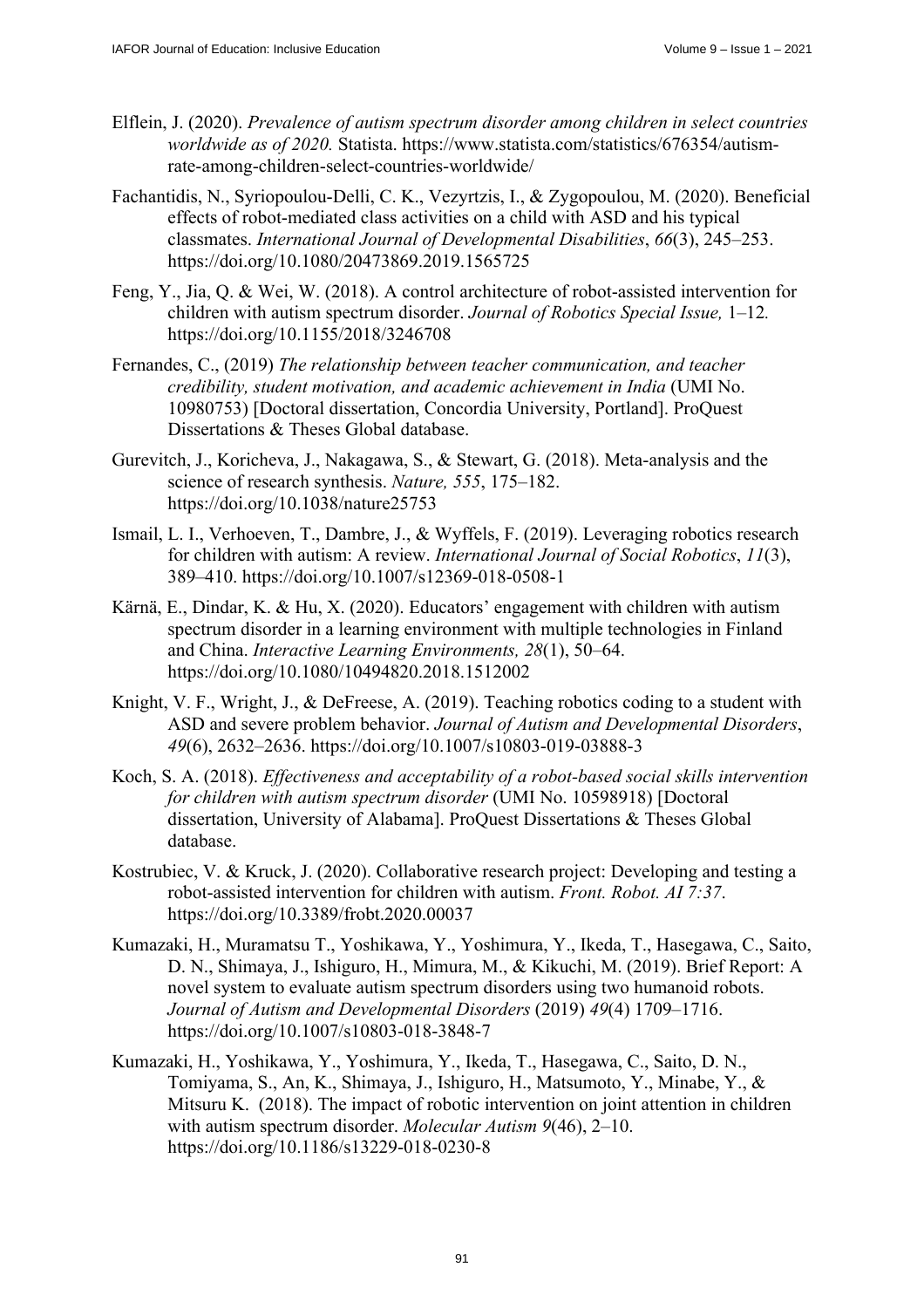Elflein, J. (2020). *Prevalence of autism spectrum disorder among children in select countries worldwide as of 2020.* Statista. https://www.statista.com/statistics/676354/autism-rate-among-children-select-countries-worldwide/

Fachantidis, N., Syriopoulou-Delli, C. K., Vezyrtzis, I., & Zygopoulou, M. (2020). Beneficial effects of robot-mediated class activities on a child with ASD and his typical classmates. *International Journal of Developmental Disabilities*, *66*(3), 245–253. https://doi.org/10.1080/20473869.2019.1565725

Feng, Y., Jia, Q. & Wei, W. (2018). A control architecture of robot-assisted intervention for children with autism spectrum disorder. *Journal of Robotics Special Issue,* 1–12*.* https://doi.org/10.1155/2018/3246708

Fernandes, C., (2019) *The relationship between teacher communication, and teacher credibility, student motivation, and academic achievement in India* (UMI No. 10980753) [Doctoral dissertation, Concordia University, Portland]. ProQuest Dissertations & Theses Global database.

Gurevitch, J., Koricheva, J., Nakagawa, S., & Stewart, G. (2018). Meta-analysis and the science of research synthesis. *Nature, 555*, 175–182. https://doi.org/10.1038/nature25753

Ismail, L. I., Verhoeven, T., Dambre, J., & Wyffels, F. (2019). Leveraging robotics research for children with autism: A review. *International Journal of Social Robotics*, *11*(3), 389–410. https://doi.org/10.1007/s12369-018-0508-1

Kärnä, E., Dindar, K. & Hu, X. (2020). Educators' engagement with children with autism spectrum disorder in a learning environment with multiple technologies in Finland and China. *Interactive Learning Environments, 28*(1), 50–64. https://doi.org/10.1080/10494820.2018.1512002

Knight, V. F., Wright, J., & DeFreese, A. (2019). Teaching robotics coding to a student with ASD and severe problem behavior. *Journal of Autism and Developmental Disorders*, *49*(6), 2632–2636. https://doi.org/10.1007/s10803-019-03888-3

Koch, S. A. (2018). *Effectiveness and acceptability of a robot-based social skills intervention for children with autism spectrum disorder* (UMI No. 10598918) [Doctoral dissertation, University of Alabama]. ProQuest Dissertations & Theses Global database.

Kostrubiec, V. & Kruck, J. (2020). Collaborative research project: Developing and testing a robot-assisted intervention for children with autism. *Front. Robot. AI 7:37*. https://doi.org/10.3389/frobt.2020.00037

Kumazaki, H., Muramatsu T., Yoshikawa, Y., Yoshimura, Y., Ikeda, T., Hasegawa, C., Saito, D. N., Shimaya, J., Ishiguro, H., Mimura, M., & Kikuchi, M. (2019). Brief Report: A novel system to evaluate autism spectrum disorders using two humanoid robots. *Journal of Autism and Developmental Disorders* (2019) *49*(4) 1709–1716. https://doi.org/10.1007/s10803-018-3848-7

Kumazaki, H., Yoshikawa, Y., Yoshimura, Y., Ikeda, T., Hasegawa, C., Saito, D. N., Tomiyama, S., An, K., Shimaya, J., Ishiguro, H., Matsumoto, Y., Minabe, Y., & Mitsuru K. (2018). The impact of robotic intervention on joint attention in children with autism spectrum disorder. *Molecular Autism 9*(46), 2–10. https://doi.org/10.1186/s13229-018-0230-8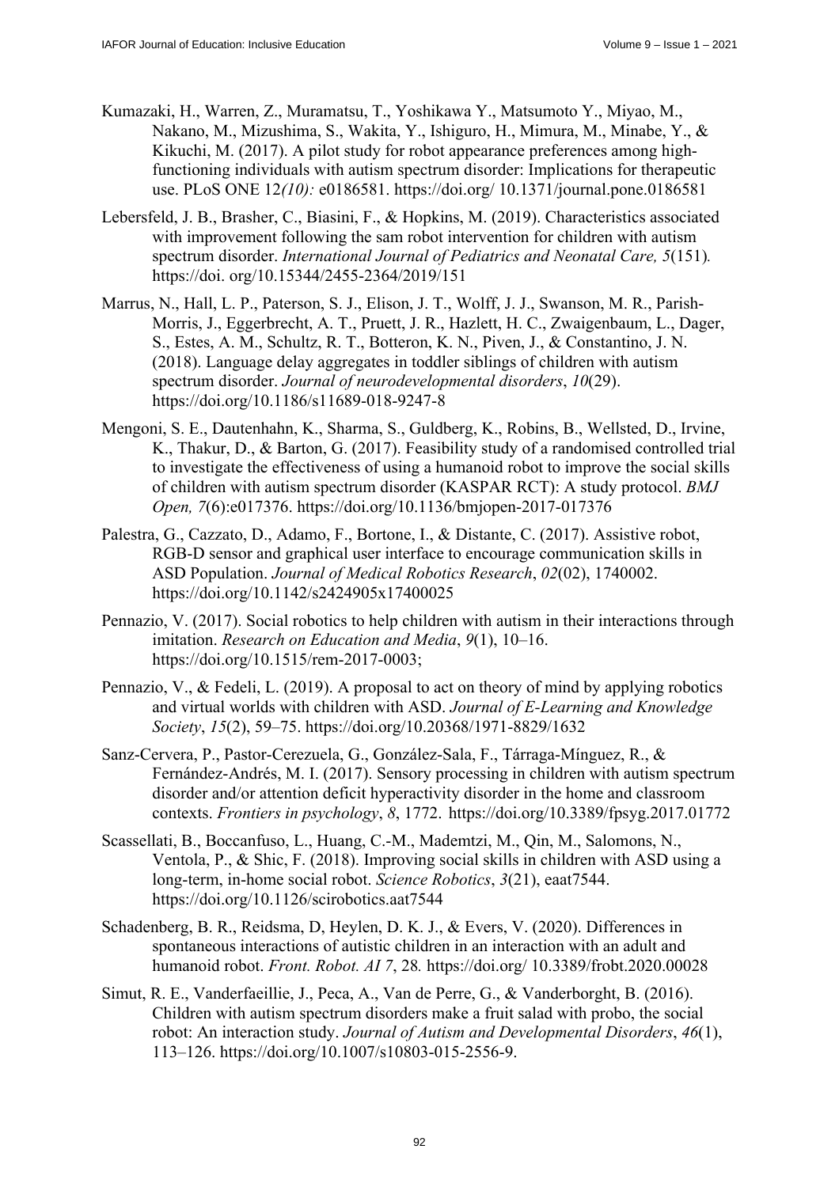Kumazaki, H., Warren, Z., Muramatsu, T., Yoshikawa Y., Matsumoto Y., Miyao, M., Nakano, M., Mizushima, S., Wakita, Y., Ishiguro, H., Mimura, M., Minabe, Y., & Kikuchi, M. (2017). A pilot study for robot appearance preferences among high-functioning individuals with autism spectrum disorder: Implications for therapeutic use. PLoS ONE 12*(10):* e0186581. https://doi.org/ 10.1371/journal.pone.0186581

Lebersfeld, J. B., Brasher, C., Biasini, F., & Hopkins, M. (2019). Characteristics associated with improvement following the sam robot intervention for children with autism spectrum disorder. *International Journal of Pediatrics and Neonatal Care, 5*(151)*.* https://doi. org/10.15344/2455-2364/2019/151

Marrus, N., Hall, L. P., Paterson, S. J., Elison, J. T., Wolff, J. J., Swanson, M. R., Parish-Morris, J., Eggerbrecht, A. T., Pruett, J. R., Hazlett, H. C., Zwaigenbaum, L., Dager, S., Estes, A. M., Schultz, R. T., Botteron, K. N., Piven, J., & Constantino, J. N. (2018). Language delay aggregates in toddler siblings of children with autism spectrum disorder. *Journal of neurodevelopmental disorders*, *10*(29). https://doi.org/10.1186/s11689-018-9247-8

Mengoni, S. E., Dautenhahn, K., Sharma, S., Guldberg, K., Robins, B., Wellsted, D., Irvine, K., Thakur, D., & Barton, G. (2017). Feasibility study of a randomised controlled trial to investigate the effectiveness of using a humanoid robot to improve the social skills of children with autism spectrum disorder (KASPAR RCT): A study protocol. *BMJ Open, 7*(6):e017376. https://doi.org/10.1136/bmjopen-2017-017376

Palestra, G., Cazzato, D., Adamo, F., Bortone, I., & Distante, C. (2017). Assistive robot, RGB-D sensor and graphical user interface to encourage communication skills in ASD Population. *Journal of Medical Robotics Research*, *02*(02), 1740002. https://doi.org/10.1142/s2424905x17400025

Pennazio, V. (2017). Social robotics to help children with autism in their interactions through imitation. *Research on Education and Media*, *9*(1), 10–16. https://doi.org/10.1515/rem-2017-0003;

Pennazio, V., & Fedeli, L. (2019). A proposal to act on theory of mind by applying robotics and virtual worlds with children with ASD. *Journal of E-Learning and Knowledge Society*, *15*(2), 59–75. https://doi.org/10.20368/1971-8829/1632

Sanz-Cervera, P., Pastor-Cerezuela, G., González-Sala, F., Tárraga-Mínguez, R., & Fernández-Andrés, M. I. (2017). Sensory processing in children with autism spectrum disorder and/or attention deficit hyperactivity disorder in the home and classroom contexts. *Frontiers in psychology*, *8*, 1772. https://doi.org/10.3389/fpsyg.2017.01772

Scassellati, B., Boccanfuso, L., Huang, C.-M., Mademtzi, M., Qin, M., Salomons, N., Ventola, P., & Shic, F. (2018). Improving social skills in children with ASD using a long-term, in-home social robot. *Science Robotics*, *3*(21), eaat7544. https://doi.org/10.1126/scirobotics.aat7544

Schadenberg, B. R., Reidsma, D, Heylen, D. K. J., & Evers, V. (2020). Differences in spontaneous interactions of autistic children in an interaction with an adult and humanoid robot. *Front. Robot. AI 7*, 28*.* https://doi.org/ 10.3389/frobt.2020.00028

Simut, R. E., Vanderfaeillie, J., Peca, A., Van de Perre, G., & Vanderborght, B. (2016). Children with autism spectrum disorders make a fruit salad with probo, the social robot: An interaction study. *Journal of Autism and Developmental Disorders*, *46*(1), 113–126. https://doi.org/10.1007/s10803-015-2556-9.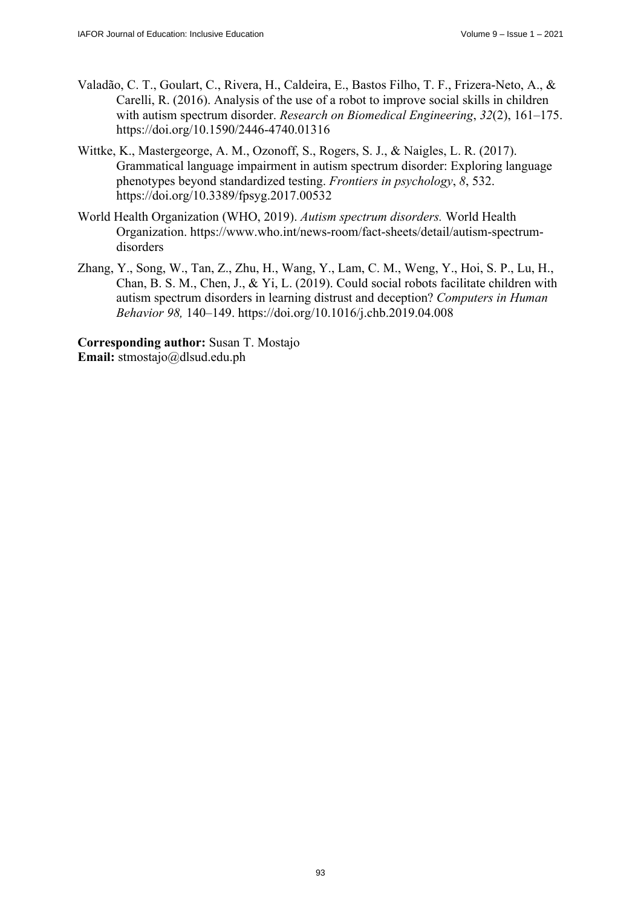Valadão, C. T., Goulart, C., Rivera, H., Caldeira, E., Bastos Filho, T. F., Frizera-Neto, A., & Carelli, R. (2016). Analysis of the use of a robot to improve social skills in children with autism spectrum disorder. *Research on Biomedical Engineering*, *32*(2), 161–175. https://doi.org/10.1590/2446-4740.01316

Wittke, K., Mastergeorge, A. M., Ozonoff, S., Rogers, S. J., & Naigles, L. R. (2017). Grammatical language impairment in autism spectrum disorder: Exploring language phenotypes beyond standardized testing. *Frontiers in psychology*, *8*, 532. https://doi.org/10.3389/fpsyg.2017.00532

World Health Organization (WHO, 2019). *Autism spectrum disorders.* World Health Organization. https://www.who.int/news-room/fact-sheets/detail/autism-spectrum-disorders

Zhang, Y., Song, W., Tan, Z., Zhu, H., Wang, Y., Lam, C. M., Weng, Y., Hoi, S. P., Lu, H., Chan, B. S. M., Chen, J., & Yi, L. (2019). Could social robots facilitate children with autism spectrum disorders in learning distrust and deception? *Computers in Human Behavior 98,* 140–149. https://doi.org/10.1016/j.chb.2019.04.008

**Corresponding author:** Susan T. Mostajo
**Email:** stmostajo@dlsud.edu.ph